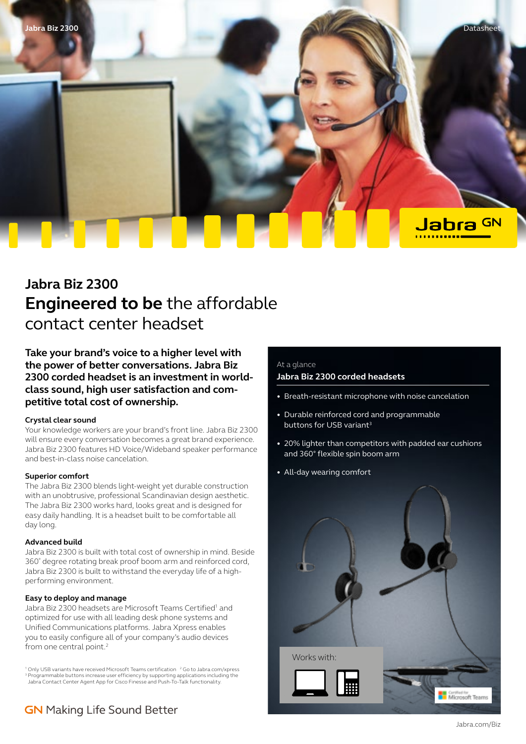# Jabra Biz 2300

## **Engineered to be** the affordable contact center headset

**Take your brand's voice to a higher level with the power of better conversations. Jabra Biz 2300 corded headset is an investment in world-class sound, high user satisfaction and competitive total cost of ownership.**

### Crystal clear sound

Your knowledge workers are your brand's front line. Jabra Biz 2300 will ensure every conversation becomes a great brand experience. Jabra Biz 2300 features HD Voice/Wideband speaker performance and best-in-class noise cancelation.

### Superior comfort

The Jabra Biz 2300 blends light-weight yet durable construction with an unobtrusive, professional Scandinavian design aesthetic. The Jabra Biz 2300 works hard, looks great and is designed for easy daily handling. It is a headset built to be comfortable all day long.

### Advanced build

Jabra Biz 2300 is built with total cost of ownership in mind. Beside 360° degree rotating break proof boom arm and reinforced cord, Jabra Biz 2300 is built to withstand the everyday life of a high-performing environment.

### Easy to deploy and manage

Jabra Biz 2300 headsets are Microsoft Teams Certified[1] and optimized for use with all leading desk phone systems and Unified Communications platforms. Jabra Xpress enables you to easily configure all of your company's audio devices from one central point.[2]

[1] Only USB variants have received Microsoft Teams certification [2] Go to Jabra.com/xpress
[3] Programmable buttons increase user efficiency by supporting applications including the Jabra Contact Center Agent App for Cisco Finesse and Push-To-Talk functionality.

At a glance

**Jabra Biz 2300 corded headsets**

- Breath-resistant microphone with noise cancelation
- Durable reinforced cord and programmable buttons for USB variant[3]
- 20% lighter than competitors with padded ear cushions and 360° flexible spin boom arm
- All-day wearing comfort

Works with:

Certified for Microsoft Teams

GN Making Life Sound Better

Jabra.com/Biz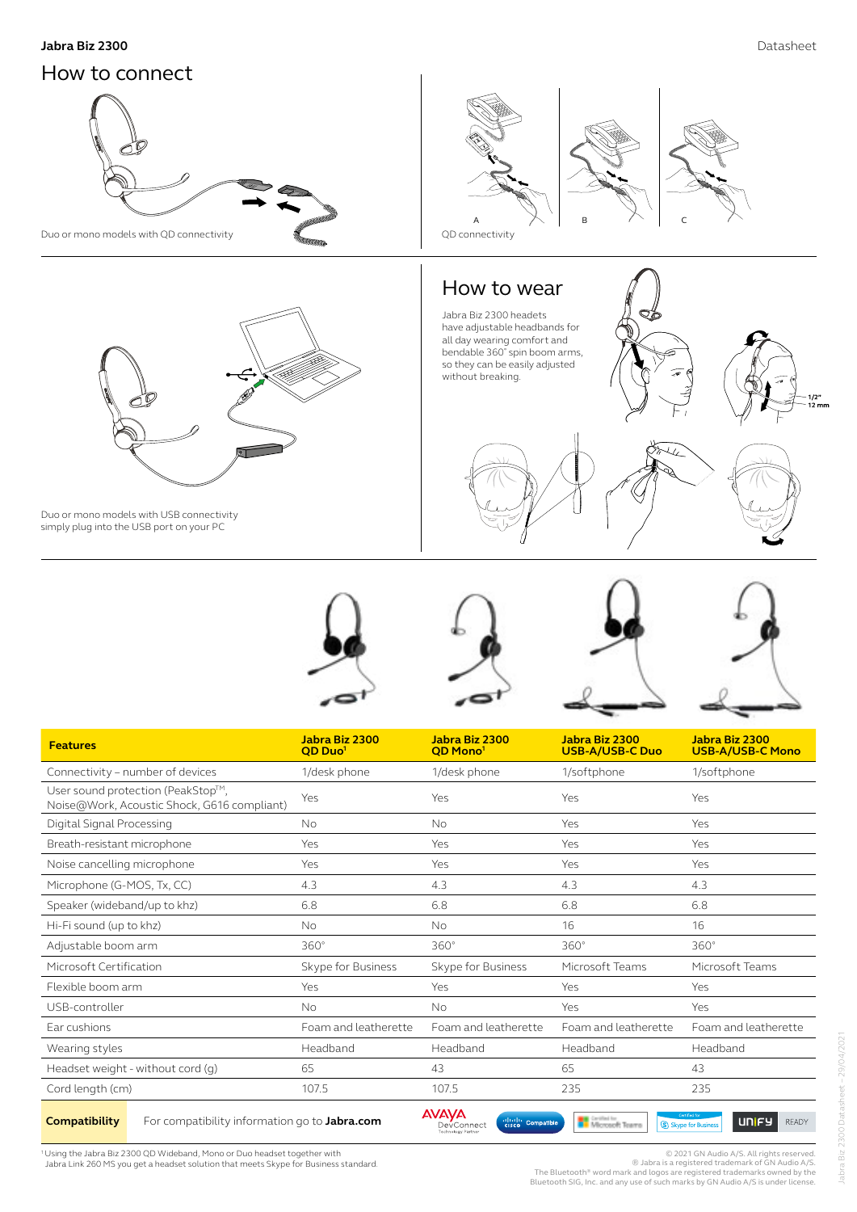## How to connect

Duo or mono models with QD connectivity

A B C

QD connectivity

Duo or mono models with USB connectivity simply plug into the USB port on your PC

## How to wear

Jabra Biz 2300 headsets have adjustable headbands for all day wearing comfort and bendable 360° spin boom arms, so they can be easily adjusted without breaking.

1/2" 12 mm

| Features | Jabra Biz 2300 QD Duo[1] | Jabra Biz 2300 QD Mono[1] | Jabra Biz 2300 USB-A/USB-C Duo | Jabra Biz 2300 USB-A/USB-C Mono |
|---|---|---|---|---|
| Connectivity – number of devices | 1/desk phone | 1/desk phone | 1/softphone | 1/softphone |
| User sound protection (PeakStop™, Noise@Work, Acoustic Shock, G616 compliant) | Yes | Yes | Yes | Yes |
| Digital Signal Processing | No | No | Yes | Yes |
| Breath-resistant microphone | Yes | Yes | Yes | Yes |
| Noise cancelling microphone | Yes | Yes | Yes | Yes |
| Microphone (G-MOS, Tx, CC) | 4.3 | 4.3 | 4.3 | 4.3 |
| Speaker (wideband/up to khz) | 6.8 | 6.8 | 6.8 | 6.8 |
| Hi-Fi sound (up to khz) | No | No | 16 | 16 |
| Adjustable boom arm | 360° | 360° | 360° | 360° |
| Microsoft Certification | Skype for Business | Skype for Business | Microsoft Teams | Microsoft Teams |
| Flexible boom arm | Yes | Yes | Yes | Yes |
| USB-controller | No | No | Yes | Yes |
| Ear cushions | Foam and leatherette | Foam and leatherette | Foam and leatherette | Foam and leatherette |
| Wearing styles | Headband | Headband | Headband | Headband |
| Headset weight - without cord (g) | 65 | 43 | 65 | 43 |
| Cord length (cm) | 107.5 | 107.5 | 235 | 235 |

**Compatibility** For compatibility information go to **Jabra.com**

[1] Using the Jabra Biz 2300 QD Wideband, Mono or Duo headset together with Jabra Link 260 MS you get a headset solution that meets Skype for Business standard.

© 2021 GN Audio A/S. All rights reserved. ® Jabra is a registered trademark of GN Audio A/S. The Bluetooth® word mark and logos are registered trademarks owned by the Bluetooth SIG, Inc. and any use of such marks by GN Audio A/S is under license.

Jabra Biz 2300 Datasheet – 29/04/2021